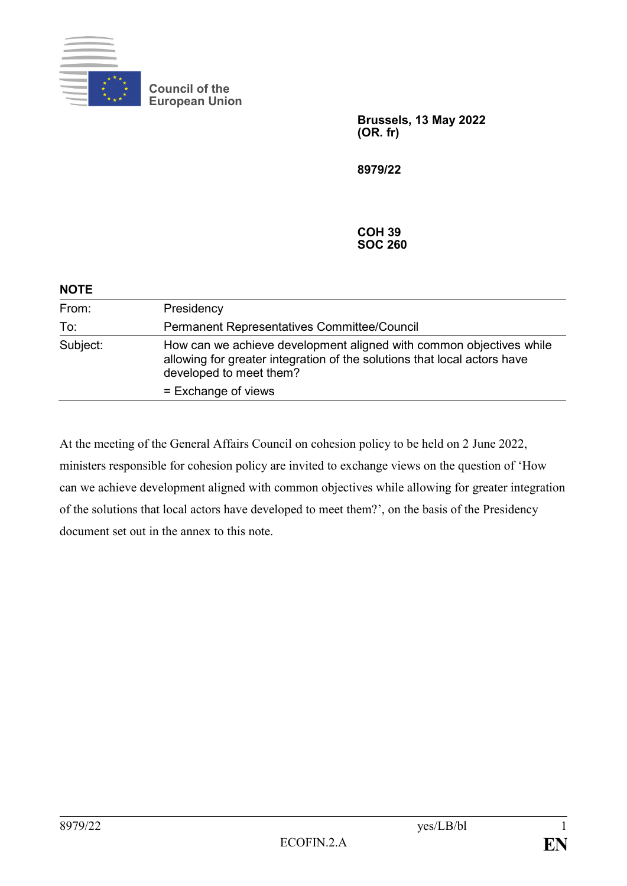Council of the
European Union

**Brussels, 13 May 2022**
**(OR. fr)**

**8979/22**

**COH 39**
**SOC 260**

**NOTE**

| | |
|---|---|
| From: | Presidency |
| To: | Permanent Representatives Committee/Council |
| Subject: | How can we achieve development aligned with common objectives while allowing for greater integration of the solutions that local actors have developed to meet them?<br>= Exchange of views |

At the meeting of the General Affairs Council on cohesion policy to be held on 2 June 2022, ministers responsible for cohesion policy are invited to exchange views on the question of 'How can we achieve development aligned with common objectives while allowing for greater integration of the solutions that local actors have developed to meet them?', on the basis of the Presidency document set out in the annex to this note.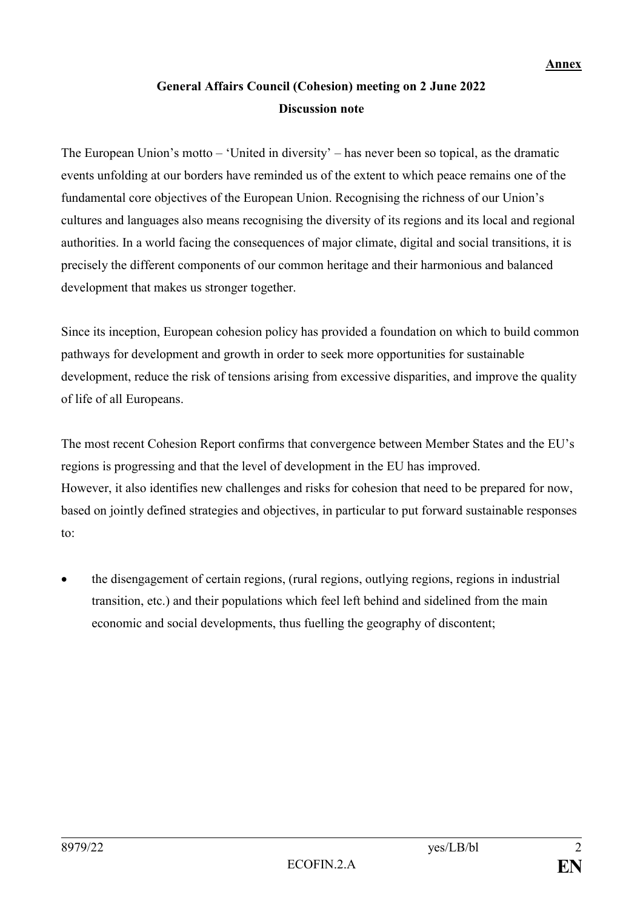**Annex**

**General Affairs Council (Cohesion) meeting on 2 June 2022**

**Discussion note**

The European Union's motto – 'United in diversity' – has never been so topical, as the dramatic events unfolding at our borders have reminded us of the extent to which peace remains one of the fundamental core objectives of the European Union. Recognising the richness of our Union's cultures and languages also means recognising the diversity of its regions and its local and regional authorities. In a world facing the consequences of major climate, digital and social transitions, it is precisely the different components of our common heritage and their harmonious and balanced development that makes us stronger together.

Since its inception, European cohesion policy has provided a foundation on which to build common pathways for development and growth in order to seek more opportunities for sustainable development, reduce the risk of tensions arising from excessive disparities, and improve the quality of life of all Europeans.

The most recent Cohesion Report confirms that convergence between Member States and the EU's regions is progressing and that the level of development in the EU has improved.
However, it also identifies new challenges and risks for cohesion that need to be prepared for now, based on jointly defined strategies and objectives, in particular to put forward sustainable responses to:

- the disengagement of certain regions, (rural regions, outlying regions, regions in industrial transition, etc.) and their populations which feel left behind and sidelined from the main economic and social developments, thus fuelling the geography of discontent;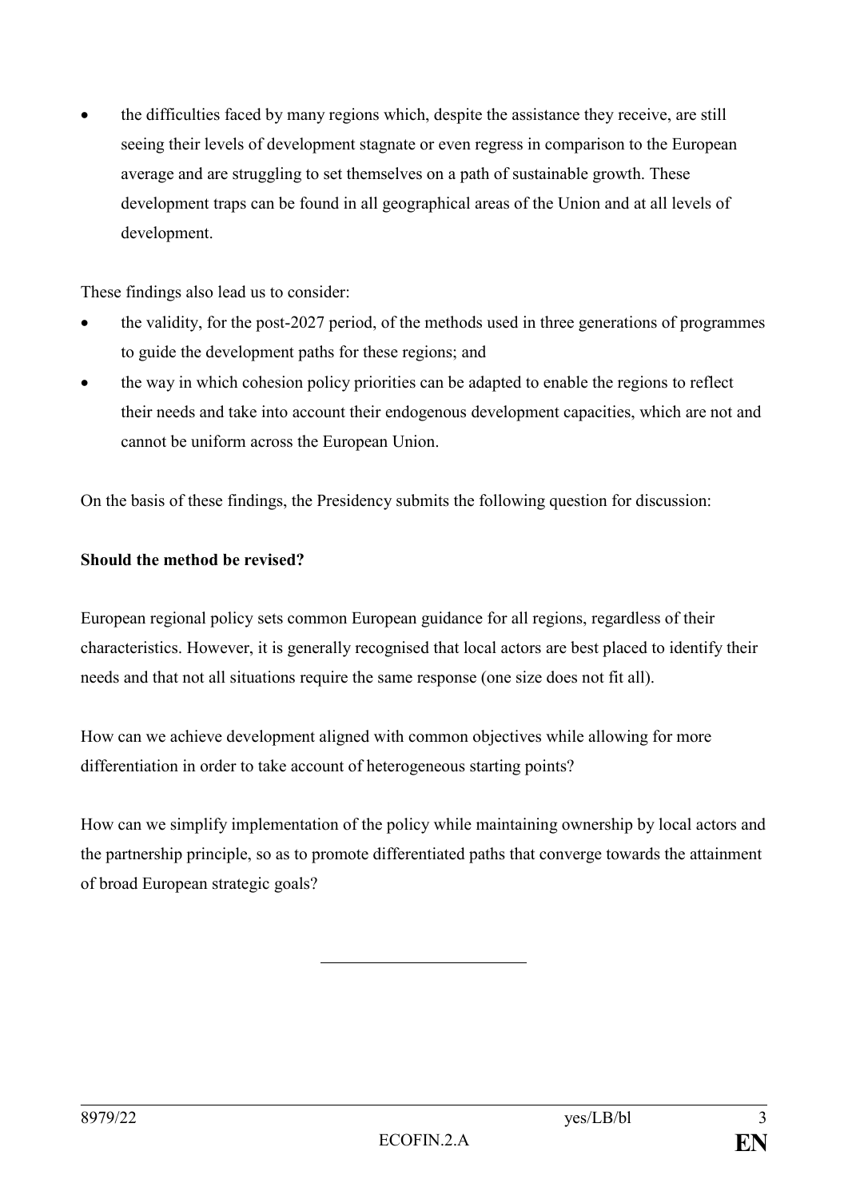- the difficulties faced by many regions which, despite the assistance they receive, are still seeing their levels of development stagnate or even regress in comparison to the European average and are struggling to set themselves on a path of sustainable growth. These development traps can be found in all geographical areas of the Union and at all levels of development.

These findings also lead us to consider:

- the validity, for the post-2027 period, of the methods used in three generations of programmes to guide the development paths for these regions; and
- the way in which cohesion policy priorities can be adapted to enable the regions to reflect their needs and take into account their endogenous development capacities, which are not and cannot be uniform across the European Union.

On the basis of these findings, the Presidency submits the following question for discussion:

**Should the method be revised?**

European regional policy sets common European guidance for all regions, regardless of their characteristics. However, it is generally recognised that local actors are best placed to identify their needs and that not all situations require the same response (one size does not fit all).

How can we achieve development aligned with common objectives while allowing for more differentiation in order to take account of heterogeneous starting points?

How can we simplify implementation of the policy while maintaining ownership by local actors and the partnership principle, so as to promote differentiated paths that converge towards the attainment of broad European strategic goals?